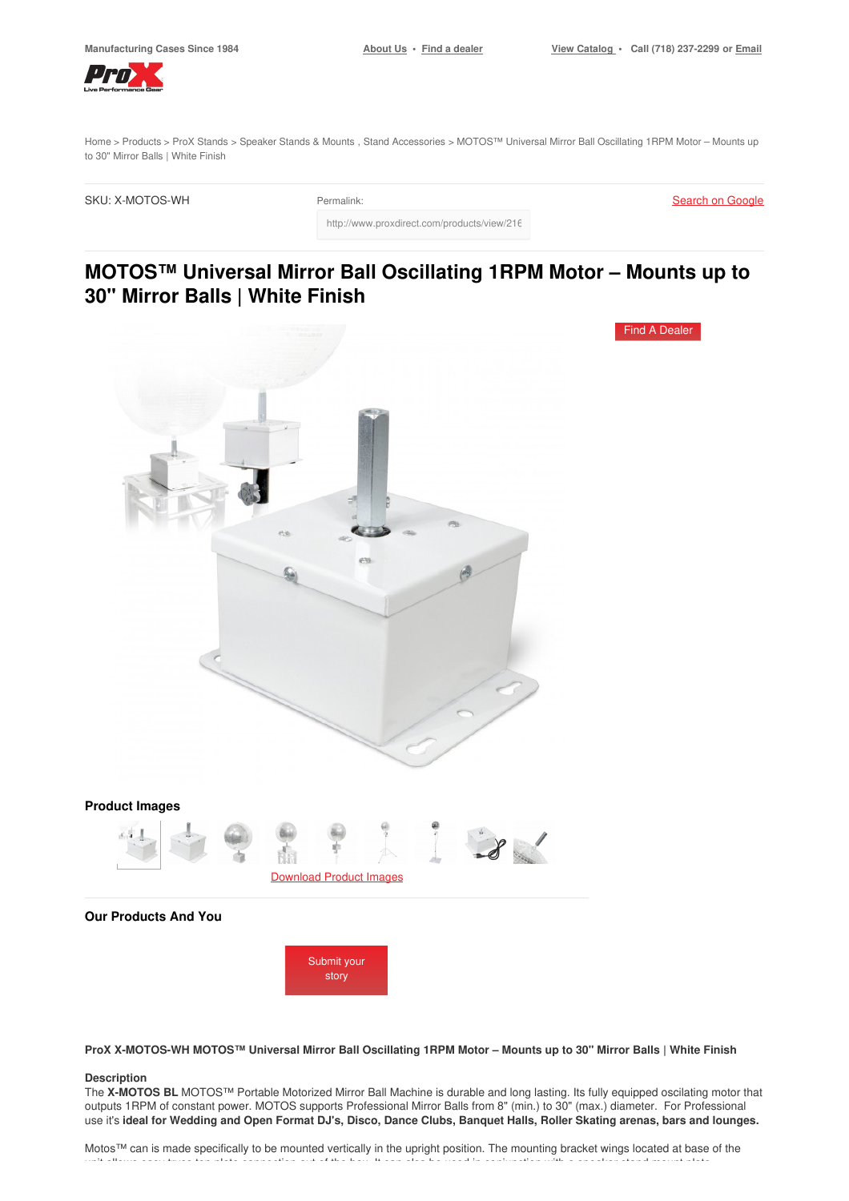Manufacturing Cases Since 1984

About Us • Find a dealer

View Catalog • Call (718) 237-2299 or Email

Home > Products > ProX Stands > Speaker Stands & Mounts , Stand Accessories > MOTOS™ Universal Mirror Ball Oscillating 1RPM Motor – Mounts up to 30" Mirror Balls | White Finish

SKU: X-MOTOS-WH

Permalink:

http://www.proxdirect.com/products/view/216

Search on Google

# MOTOS™ Universal Mirror Ball Oscillating 1RPM Motor – Mounts up to 30" Mirror Balls | White Finish

Find A Dealer

### Product Images

Download Product Images

### Our Products And You

Submit your story

**ProX X-MOTOS-WH MOTOS™ Universal Mirror Ball Oscillating 1RPM Motor – Mounts up to 30" Mirror Balls | White Finish**

**Description**

The **X-MOTOS BL** MOTOS™ Portable Motorized Mirror Ball Machine is durable and long lasting. Its fully equipped oscilating motor that outputs 1RPM of constant power. MOTOS supports Professional Mirror Balls from 8" (min.) to 30" (max.) diameter. For Professional use it's **ideal for Wedding and Open Format DJ's, Disco, Dance Clubs, Banquet Halls, Roller Skating arenas, bars and lounges.**

Motos™ can is made specifically to be mounted vertically in the upright position. The mounting bracket wings located at base of the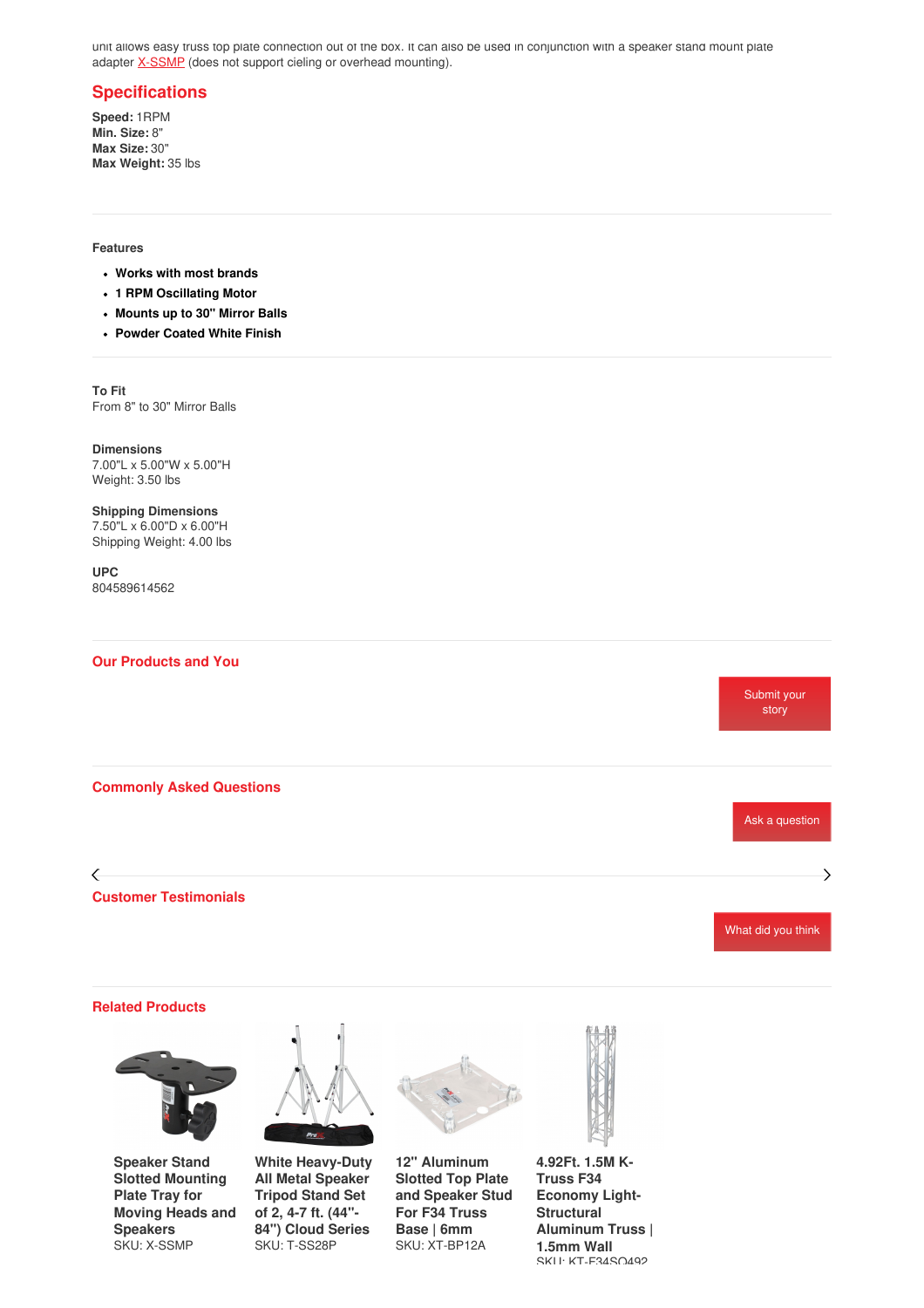unit allows easy truss top plate connection out of the box. It can also be used in conjunction with a speaker stand mount plate adapter X-SSMP (does not support cieling or overhead mounting).

## Specifications

**Speed:** 1RPM
**Min. Size:** 8"
**Max Size:** 30"
**Max Weight:** 35 lbs

### Features

- **Works with most brands**
- **1 RPM Oscillating Motor**
- **Mounts up to 30" Mirror Balls**
- **Powder Coated White Finish**

**To Fit**
From 8" to 30" Mirror Balls

**Dimensions**
7.00"L x 5.00"W x 5.00"H
Weight: 3.50 lbs

**Shipping Dimensions**
7.50"L x 6.00"D x 6.00"H
Shipping Weight: 4.00 lbs

**UPC**
804589614562

## Our Products and You

Submit your story

## Commonly Asked Questions

Ask a question

## Customer Testimonials

What did you think

## Related Products

**Speaker Stand Slotted Mounting Plate Tray for Moving Heads and Speakers**
SKU: X-SSMP

**White Heavy-Duty All Metal Speaker Tripod Stand Set of 2, 4-7 ft. (44"-84") Cloud Series**
SKU: T-SS28P

**12" Aluminum Slotted Top Plate and Speaker Stud For F34 Truss Base | 6mm**
SKU: XT-BP12A

**4.92Ft. 1.5M K-Truss F34 Economy Light-Structural Aluminum Truss | 1.5mm Wall**
SKU: KT-F34SQ492